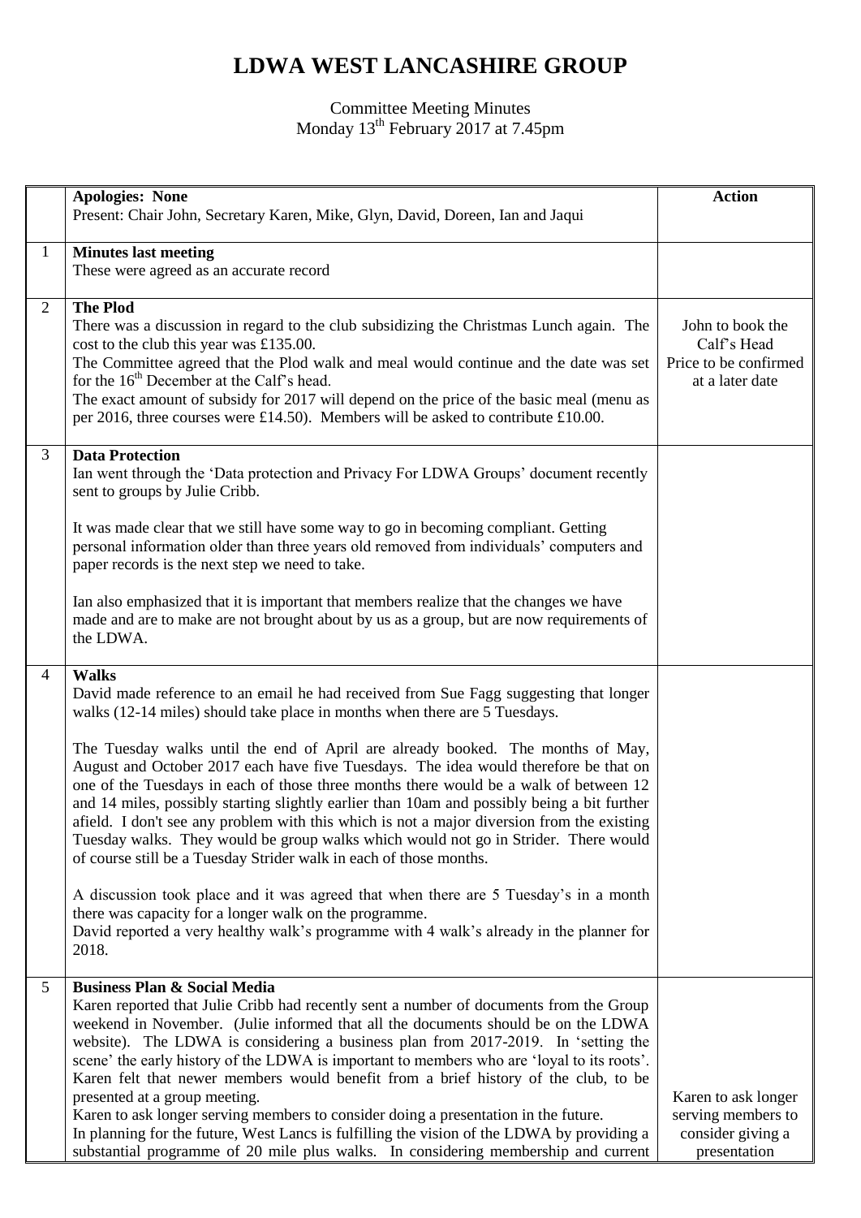# LDWA WEST LANCASHIRE GROUP

Committee Meeting Minutes
Monday 13th February 2017 at 7.45pm

| | | Action |
|---|---|---|
| | **Apologies: None**<br>Present: Chair John, Secretary Karen, Mike, Glyn, David, Doreen, Ian and Jaqui | |
| 1 | **Minutes last meeting**<br>These were agreed as an accurate record | |
| 2 | **The Plod**<br>There was a discussion in regard to the club subsidizing the Christmas Lunch again. The cost to the club this year was £135.00.<br>The Committee agreed that the Plod walk and meal would continue and the date was set for the 16th December at the Calf's head.<br>The exact amount of subsidy for 2017 will depend on the price of the basic meal (menu as per 2016, three courses were £14.50). Members will be asked to contribute £10.00. | John to book the Calf's Head<br>Price to be confirmed at a later date |
| 3 | **Data Protection**<br>Ian went through the 'Data protection and Privacy For LDWA Groups' document recently sent to groups by Julie Cribb.<br><br>It was made clear that we still have some way to go in becoming compliant. Getting personal information older than three years old removed from individuals' computers and paper records is the next step we need to take.<br><br>Ian also emphasized that it is important that members realize that the changes we have made and are to make are not brought about by us as a group, but are now requirements of the LDWA. | |
| 4 | **Walks**<br>David made reference to an email he had received from Sue Fagg suggesting that longer walks (12-14 miles) should take place in months when there are 5 Tuesdays.<br><br>The Tuesday walks until the end of April are already booked. The months of May, August and October 2017 each have five Tuesdays. The idea would therefore be that on one of the Tuesdays in each of those three months there would be a walk of between 12 and 14 miles, possibly starting slightly earlier than 10am and possibly being a bit further afield. I don't see any problem with this which is not a major diversion from the existing Tuesday walks. They would be group walks which would not go in Strider. There would of course still be a Tuesday Strider walk in each of those months.<br><br>A discussion took place and it was agreed that when there are 5 Tuesday's in a month there was capacity for a longer walk on the programme.<br>David reported a very healthy walk's programme with 4 walk's already in the planner for 2018. | |
| 5 | **Business Plan & Social Media**<br>Karen reported that Julie Cribb had recently sent a number of documents from the Group weekend in November. (Julie informed that all the documents should be on the LDWA website). The LDWA is considering a business plan from 2017-2019. In 'setting the scene' the early history of the LDWA is important to members who are 'loyal to its roots'. Karen felt that newer members would benefit from a brief history of the club, to be presented at a group meeting.<br>Karen to ask longer serving members to consider doing a presentation in the future.<br>In planning for the future, West Lancs is fulfilling the vision of the LDWA by providing a substantial programme of 20 mile plus walks. In considering membership and current | Karen to ask longer serving members to consider giving a presentation |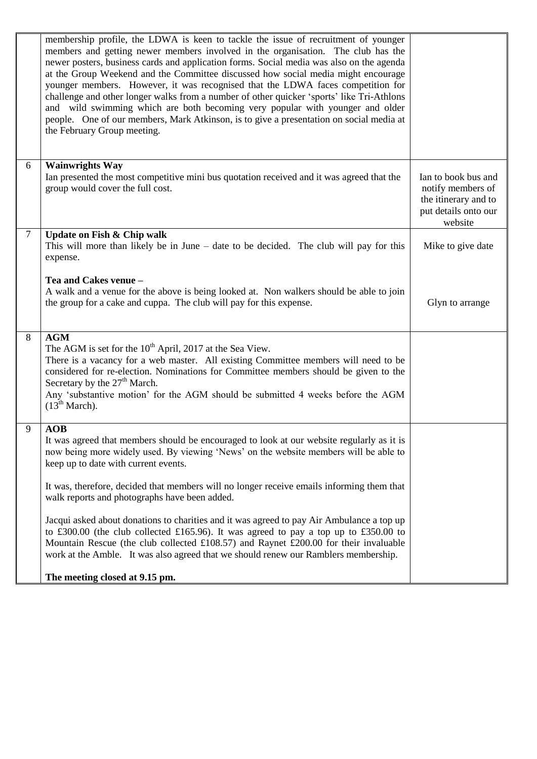| | | |
|---|---|---|
| | membership profile, the LDWA is keen to tackle the issue of recruitment of younger members and getting newer members involved in the organisation. The club has the newer posters, business cards and application forms. Social media was also on the agenda at the Group Weekend and the Committee discussed how social media might encourage younger members. However, it was recognised that the LDWA faces competition for challenge and other longer walks from a number of other quicker 'sports' like Tri-Athlons and wild swimming which are both becoming very popular with younger and older people. One of our members, Mark Atkinson, is to give a presentation on social media at the February Group meeting. | |
| 6 | **Wainwrights Way**<br>Ian presented the most competitive mini bus quotation received and it was agreed that the group would cover the full cost. | Ian to book bus and notify members of the itinerary and to put details onto our website |
| 7 | **Update on Fish & Chip walk**<br>This will more than likely be in June – date to be decided. The club will pay for this expense.<br><br>**Tea and Cakes venue –**<br>A walk and a venue for the above is being looked at. Non walkers should be able to join the group for a cake and cuppa. The club will pay for this expense. | Mike to give date<br><br>Glyn to arrange |
| 8 | **AGM**<br>The AGM is set for the 10th April, 2017 at the Sea View.<br>There is a vacancy for a web master. All existing Committee members will need to be considered for re-election. Nominations for Committee members should be given to the Secretary by the 27th March.<br>Any 'substantive motion' for the AGM should be submitted 4 weeks before the AGM (13th March). | |
| 9 | **AOB**<br>It was agreed that members should be encouraged to look at our website regularly as it is now being more widely used. By viewing 'News' on the website members will be able to keep up to date with current events.<br><br>It was, therefore, decided that members will no longer receive emails informing them that walk reports and photographs have been added.<br><br>Jacqui asked about donations to charities and it was agreed to pay Air Ambulance a top up to £300.00 (the club collected £165.96). It was agreed to pay a top up to £350.00 to Mountain Rescue (the club collected £108.57) and Raynet £200.00 for their invaluable work at the Amble. It was also agreed that we should renew our Ramblers membership.<br><br>**The meeting closed at 9.15 pm.** | |